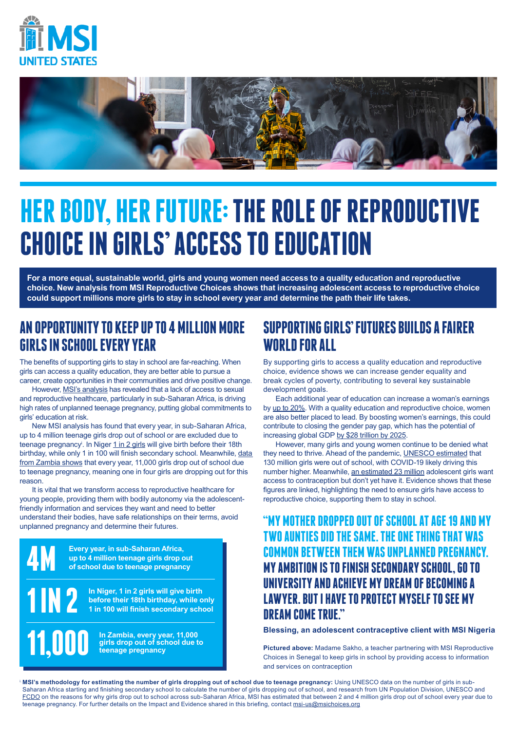MSI UNITED STATES

# HER BODY, HER FUTURE: THE ROLE OF REPRODUCTIVE CHOICE IN GIRLS' ACCESS TO EDUCATION

**For a more equal, sustainable world, girls and young women need access to a quality education and reproductive choice. New analysis from MSI Reproductive Choices shows that increasing adolescent access to reproductive choice could support millions more girls to stay in school every year and determine the path their life takes.**

## AN OPPORTUNITY TO KEEP UP TO 4 MILLION MORE GIRLS IN SCHOOL EVERY YEAR

The benefits of supporting girls to stay in school are far-reaching. When girls can access a quality education, they are better able to pursue a career, create opportunities in their communities and drive positive change.

However, MSI's analysis has revealed that a lack of access to sexual and reproductive healthcare, particularly in sub-Saharan Africa, is driving high rates of unplanned teenage pregnancy, putting global commitments to girls' education at risk.

New MSI analysis has found that every year, in sub-Saharan Africa, up to 4 million teenage girls drop out of school or are excluded due to teenage pregnancy[i]. In Niger 1 in 2 girls will give birth before their 18th birthday, while only 1 in 100 will finish secondary school. Meanwhile, data from Zambia shows that every year, 11,000 girls drop out of school due to teenage pregnancy, meaning one in four girls are dropping out for this reason.

It is vital that we transform access to reproductive healthcare for young people, providing them with bodily autonomy via the adolescent-friendly information and services they want and need to better understand their bodies, have safe relationships on their terms, avoid unplanned pregnancy and determine their futures.

**4M** — Every year, in sub-Saharan Africa, up to 4 million teenage girls drop out of school due to teenage pregnancy

**1 IN 2** — In Niger, 1 in 2 girls will give birth before their 18th birthday, while only 1 in 100 will finish secondary school

**11,000** — In Zambia, every year, 11,000 girls drop out of school due to teenage pregnancy

## SUPPORTING GIRLS' FUTURES BUILDS A FAIRER WORLD FOR ALL

By supporting girls to access a quality education and reproductive choice, evidence shows we can increase gender equality and break cycles of poverty, contributing to several key sustainable development goals.

Each additional year of education can increase a woman's earnings by up to 20%. With a quality education and reproductive choice, women are also better placed to lead. By boosting women's earnings, this could contribute to closing the gender pay gap, which has the potential of increasing global GDP by $28 trillion by 2025.

However, many girls and young women continue to be denied what they need to thrive. Ahead of the pandemic, UNESCO estimated that 130 million girls were out of school, with COVID-19 likely driving this number higher. Meanwhile, an estimated 23 million adolescent girls want access to contraception but don't yet have it. Evidence shows that these figures are linked, highlighting the need to ensure girls have access to reproductive choice, supporting them to stay in school.

> **"MY MOTHER DROPPED OUT OF SCHOOL AT AGE 19 AND MY TWO AUNTIES DID THE SAME. THE ONE THING THAT WAS COMMON BETWEEN THEM WAS UNPLANNED PREGNANCY. MY AMBITION IS TO FINISH SECONDARY SCHOOL, GO TO UNIVERSITY AND ACHIEVE MY DREAM OF BECOMING A LAWYER. BUT I HAVE TO PROTECT MYSELF TO SEE MY DREAM COME TRUE."**
>
> **Blessing, an adolescent contraceptive client with MSI Nigeria**

**Pictured above:** Madame Sakho, a teacher partnering with MSI Reproductive Choices to keep girls in school by providing access to information and services on contraception

[i] **MSI's methodology for estimating the number of girls dropping out of school due to teenage pregnancy:** Using UNESCO data on the number of girls in sub-Saharan Africa starting and finishing secondary school to calculate the number of girls dropping out of school, and research from UN Population Division, UNESCO and FCDO on the reasons for why girls drop out to school across sub-Saharan Africa, MSI has estimated that between 2 and 4 million girls drop out of school every year due to teenage pregnancy. For further details on the Impact and Evidence shared in this briefing, contact msi-us@msichoices.org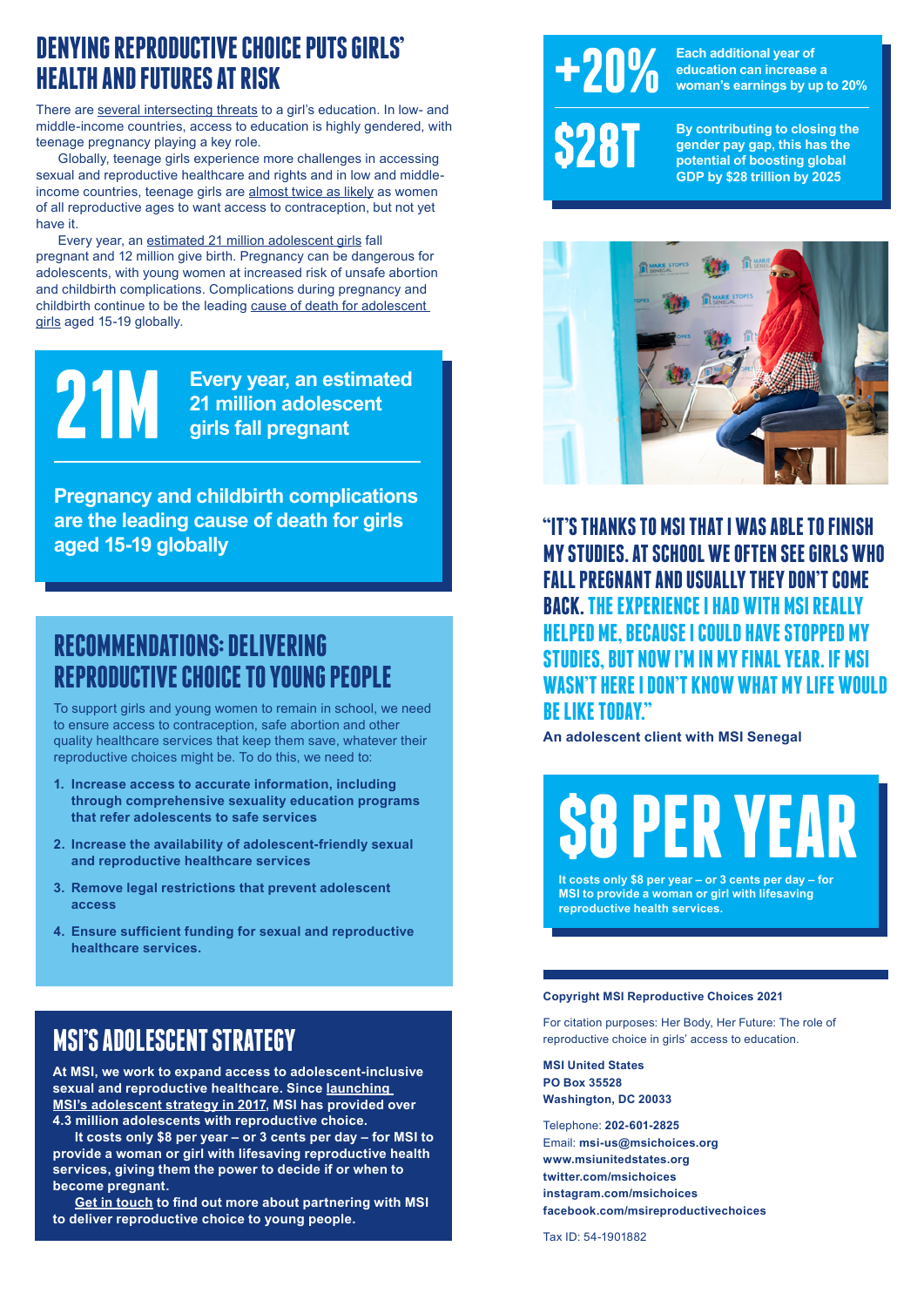## DENYING REPRODUCTIVE CHOICE PUTS GIRLS' HEALTH AND FUTURES AT RISK

There are several intersecting threats to a girl's education. In low- and middle-income countries, access to education is highly gendered, with teenage pregnancy playing a key role.

Globally, teenage girls experience more challenges in accessing sexual and reproductive healthcare and rights and in low and middle-income countries, teenage girls are almost twice as likely as women of all reproductive ages to want access to contraception, but not yet have it.

Every year, an estimated 21 million adolescent girls fall pregnant and 12 million give birth. Pregnancy can be dangerous for adolescents, with young women at increased risk of unsafe abortion and childbirth complications. Complications during pregnancy and childbirth continue to be the leading cause of death for adolescent girls aged 15-19 globally.

**21M** Every year, an estimated 21 million adolescent girls fall pregnant

**Pregnancy and childbirth complications are the leading cause of death for girls aged 15-19 globally**

## RECOMMENDATIONS: DELIVERING REPRODUCTIVE CHOICE TO YOUNG PEOPLE

To support girls and young women to remain in school, we need to ensure access to contraception, safe abortion and other quality healthcare services that keep them save, whatever their reproductive choices might be. To do this, we need to:

1. **Increase access to accurate information, including through comprehensive sexuality education programs that refer adolescents to safe services**
2. **Increase the availability of adolescent-friendly sexual and reproductive healthcare services**
3. **Remove legal restrictions that prevent adolescent access**
4. **Ensure sufficient funding for sexual and reproductive healthcare services.**

## MSI'S ADOLESCENT STRATEGY

**At MSI, we work to expand access to adolescent-inclusive sexual and reproductive healthcare. Since launching MSI's adolescent strategy in 2017, MSI has provided over 4.3 million adolescents with reproductive choice.**

**It costs only $8 per year – or 3 cents per day – for MSI to provide a woman or girl with lifesaving reproductive health services, giving them the power to decide if or when to become pregnant.**

**Get in touch to find out more about partnering with MSI to deliver reproductive choice to young people.**

**+20%** Each additional year of education can increase a woman's earnings by up to 20%

**$28T** By contributing to closing the gender pay gap, this has the potential of boosting global GDP by $28 trillion by 2025

**"IT'S THANKS TO MSI THAT I WAS ABLE TO FINISH MY STUDIES. AT SCHOOL WE OFTEN SEE GIRLS WHO FALL PREGNANT AND USUALLY THEY DON'T COME BACK. THE EXPERIENCE I HAD WITH MSI REALLY HELPED ME, BECAUSE I COULD HAVE STOPPED MY STUDIES, BUT NOW I'M IN MY FINAL YEAR. IF MSI WASN'T HERE I DON'T KNOW WHAT MY LIFE WOULD BE LIKE TODAY."**

**An adolescent client with MSI Senegal**

**$8 PER YEAR**

It costs only $8 per year – or 3 cents per day – for MSI to provide a woman or girl with lifesaving reproductive health services.

**Copyright MSI Reproductive Choices 2021**

For citation purposes: Her Body, Her Future: The role of reproductive choice in girls' access to education.

**MSI United States**
**PO Box 35528**
**Washington, DC 20033**

Telephone: **202-601-2825**
Email: **msi-us@msichoices.org**
**www.msiunitedstates.org**
**twitter.com/msichoices**
**instagram.com/msichoices**
**facebook.com/msireproductivechoices**

Tax ID: 54-1901882